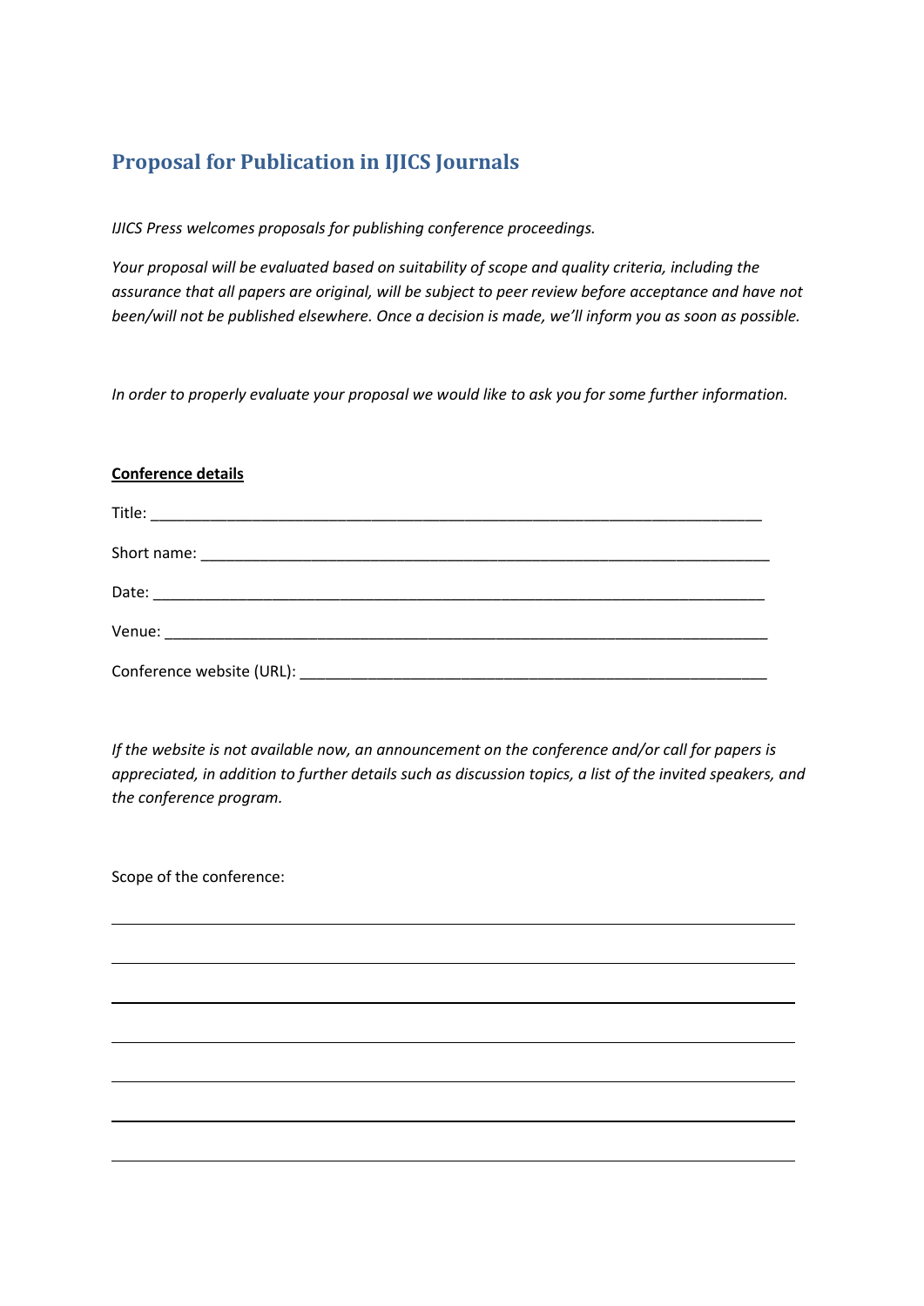## Proposal for Publication in IJICS Journals

*IJICS Press welcomes proposals for publishing conference proceedings.*

*Your proposal will be evaluated based on suitability of scope and quality criteria, including the assurance that all papers are original, will be subject to peer review before acceptance and have not been/will not be published elsewhere. Once a decision is made, we'll inform you as soon as possible.*

*In order to properly evaluate your proposal we would like to ask you for some further information.*

**Conference details**

Title: ___________________________________________________________________________

Short name: ______________________________________________________________________

Date: ____________________________________________________________________________

Venue: ___________________________________________________________________________

Conference website (URL): __________________________________________________________

*If the website is not available now, an announcement on the conference and/or call for papers is appreciated, in addition to further details such as discussion topics, a list of the invited speakers, and the conference program.*

Scope of the conference:

______________________________________________________________________________

______________________________________________________________________________

______________________________________________________________________________

______________________________________________________________________________

______________________________________________________________________________

______________________________________________________________________________

______________________________________________________________________________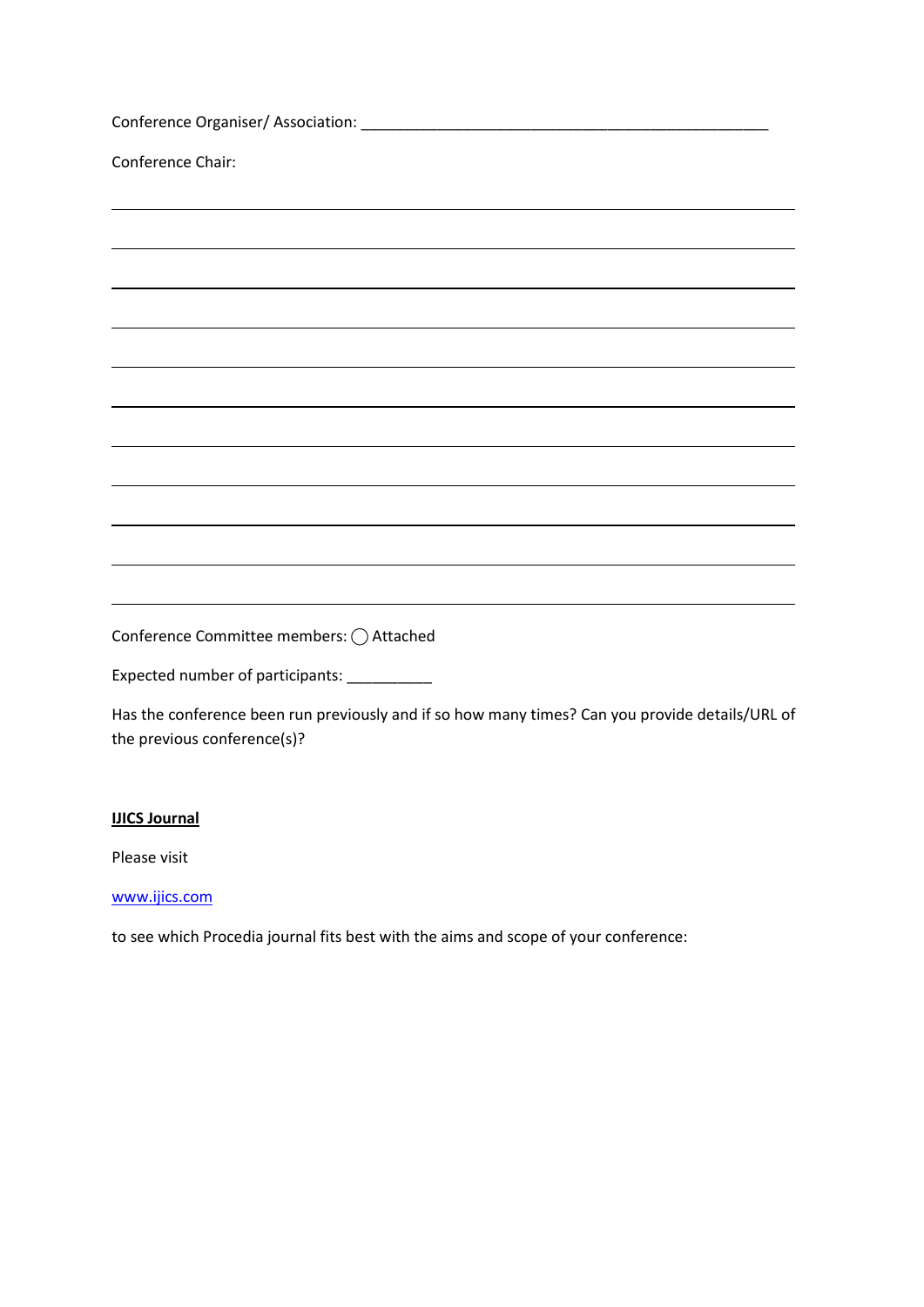Conference Organiser/ Association: ________________________________________________

Conference Chair:

________________________________________________________________________________

________________________________________________________________________________

________________________________________________________________________________

________________________________________________________________________________

________________________________________________________________________________

________________________________________________________________________________

________________________________________________________________________________

________________________________________________________________________________

________________________________________________________________________________

________________________________________________________________________________

________________________________________________________________________________

Conference Committee members: ◯ Attached

Expected number of participants: __________

Has the conference been run previously and if so how many times? Can you provide details/URL of the previous conference(s)?

**IJICS Journal**

Please visit

[www.ijics.com](http://www.ijics.com)

to see which Procedia journal fits best with the aims and scope of your conference: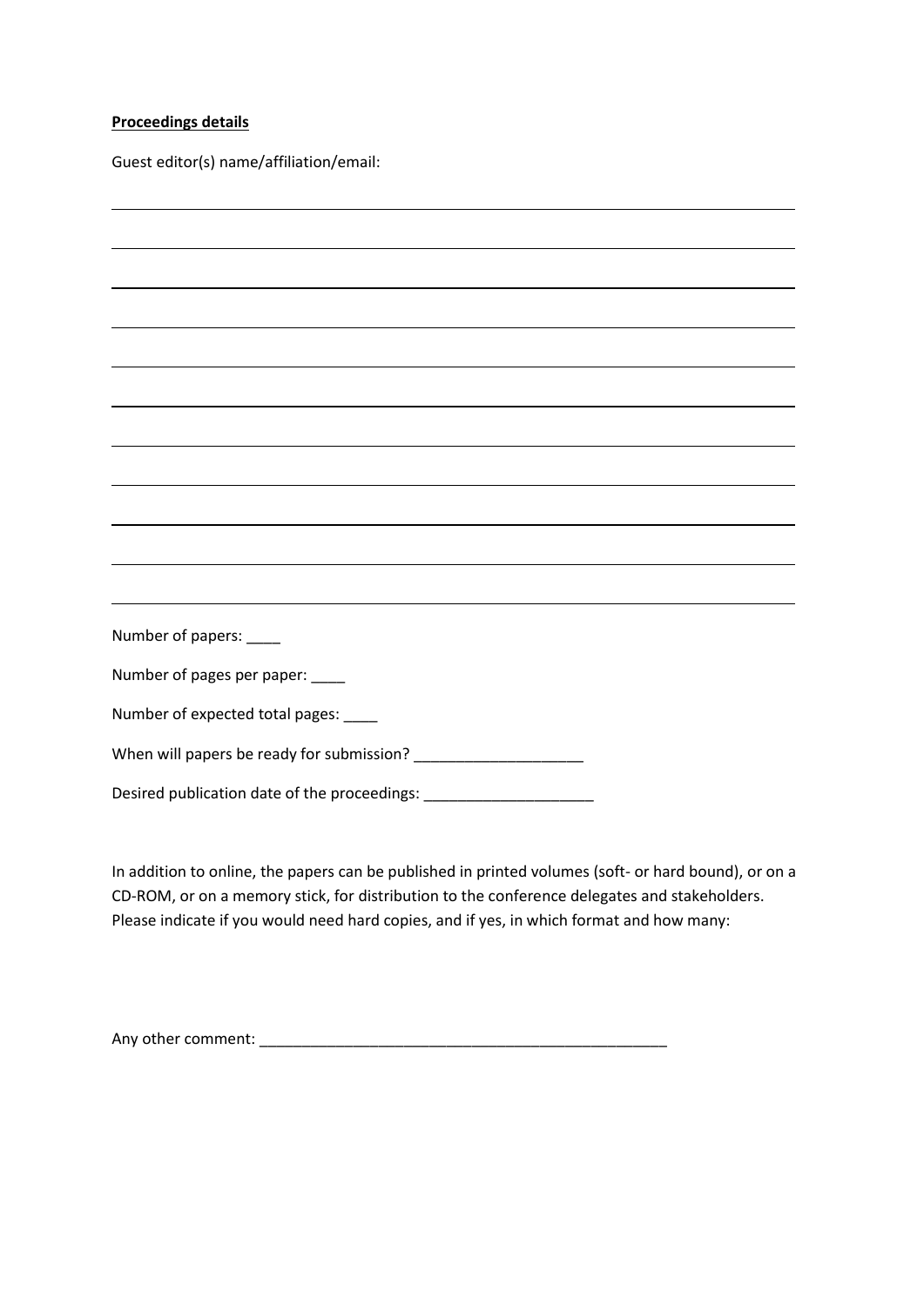**Proceedings details**

Guest editor(s) name/affiliation/email:

Number of papers: ____

Number of pages per paper: ____

Number of expected total pages: ____

When will papers be ready for submission? ____________________

Desired publication date of the proceedings: ____________________

In addition to online, the papers can be published in printed volumes (soft- or hard bound), or on a CD-ROM, or on a memory stick, for distribution to the conference delegates and stakeholders. Please indicate if you would need hard copies, and if yes, in which format and how many:

Any other comment: __________________________________________________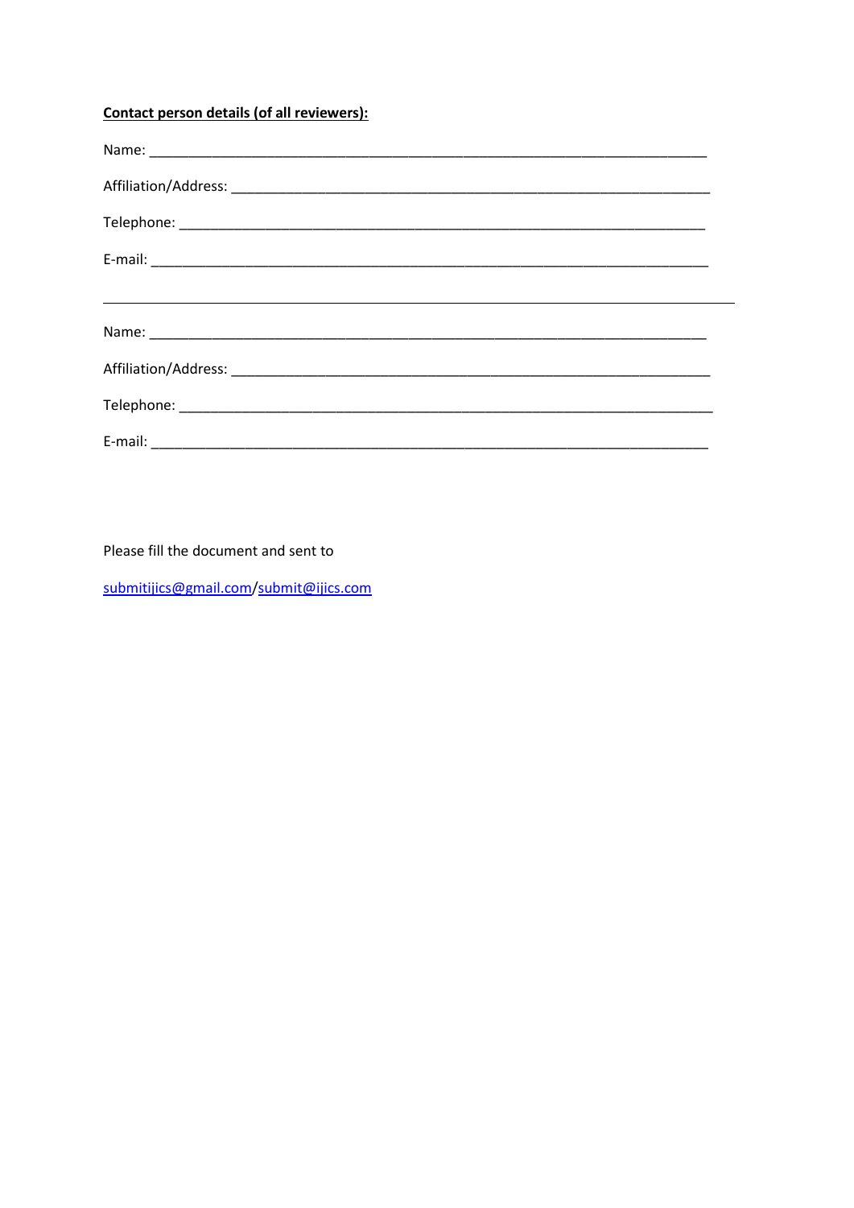**<u>Contact person details (of all reviewers):</u>**

Name: ___________________________________________________________________________

Affiliation/Address: _________________________________________________________________

Telephone: _______________________________________________________________________

E-mail: ___________________________________________________________________________

---

Name: ___________________________________________________________________________

Affiliation/Address: _________________________________________________________________

Telephone: ________________________________________________________________________

E-mail: ___________________________________________________________________________

Please fill the document and sent to

submitijics@gmail.com/submit@ijics.com